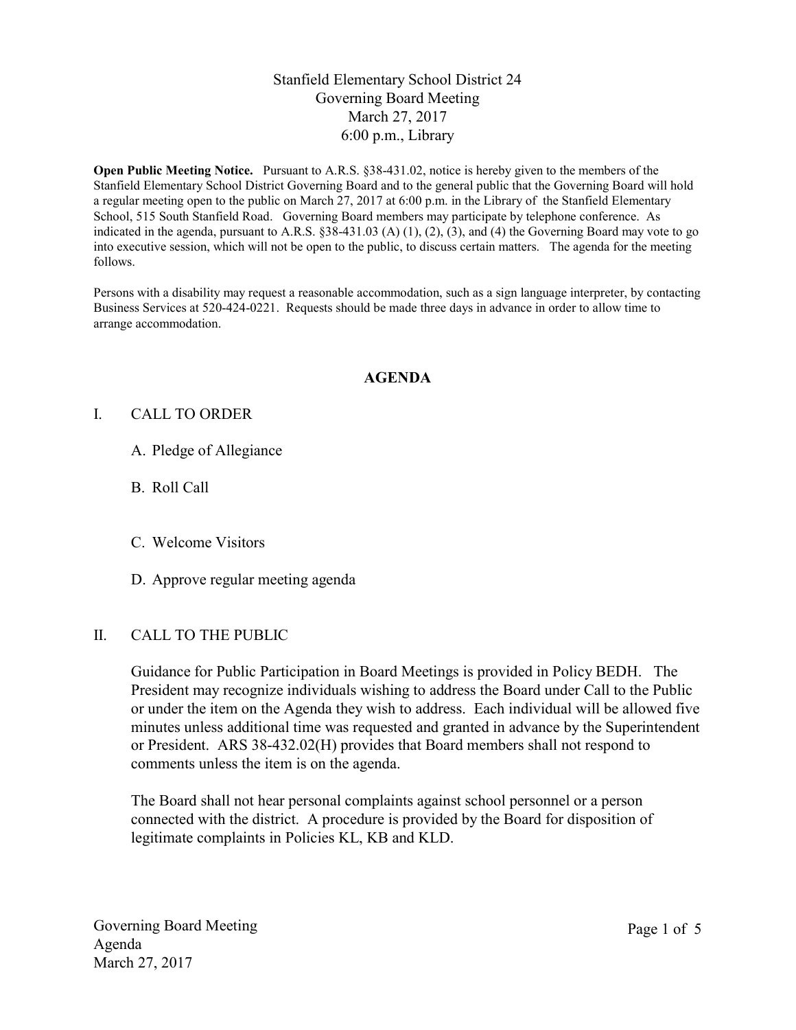Stanfield Elementary School District 24
Governing Board Meeting
March 27, 2017
6:00 p.m., Library

**Open Public Meeting Notice.** Pursuant to A.R.S. §38-431.02, notice is hereby given to the members of the Stanfield Elementary School District Governing Board and to the general public that the Governing Board will hold a regular meeting open to the public on March 27, 2017 at 6:00 p.m. in the Library of the Stanfield Elementary School, 515 South Stanfield Road. Governing Board members may participate by telephone conference. As indicated in the agenda, pursuant to A.R.S. §38-431.03 (A) (1), (2), (3), and (4) the Governing Board may vote to go into executive session, which will not be open to the public, to discuss certain matters. The agenda for the meeting follows.

Persons with a disability may request a reasonable accommodation, such as a sign language interpreter, by contacting Business Services at 520-424-0221. Requests should be made three days in advance in order to allow time to arrange accommodation.

## AGENDA

I. CALL TO ORDER

A. Pledge of Allegiance

B. Roll Call

C. Welcome Visitors

D. Approve regular meeting agenda

II. CALL TO THE PUBLIC

Guidance for Public Participation in Board Meetings is provided in Policy BEDH. The President may recognize individuals wishing to address the Board under Call to the Public or under the item on the Agenda they wish to address. Each individual will be allowed five minutes unless additional time was requested and granted in advance by the Superintendent or President. ARS 38-432.02(H) provides that Board members shall not respond to comments unless the item is on the agenda.

The Board shall not hear personal complaints against school personnel or a person connected with the district. A procedure is provided by the Board for disposition of legitimate complaints in Policies KL, KB and KLD.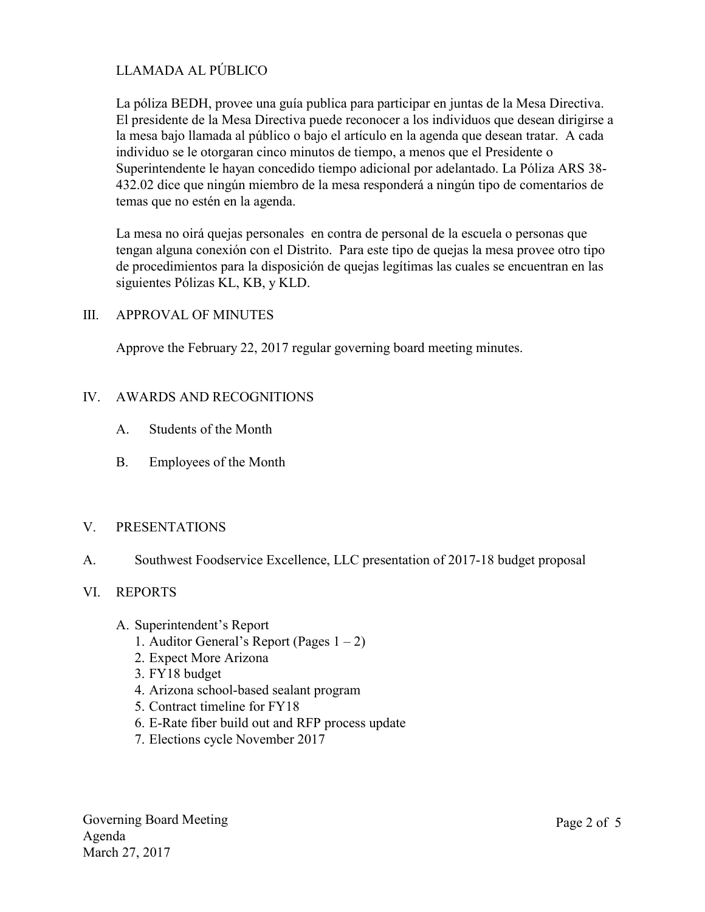LLAMADA AL PÚBLICO

La póliza BEDH, provee una guía publica para participar en juntas de la Mesa Directiva. El presidente de la Mesa Directiva puede reconocer a los individuos que desean dirigirse a la mesa bajo llamada al público o bajo el artículo en la agenda que desean tratar. A cada individuo se le otorgaran cinco minutos de tiempo, a menos que el Presidente o Superintendente le hayan concedido tiempo adicional por adelantado. La Póliza ARS 38-432.02 dice que ningún miembro de la mesa responderá a ningún tipo de comentarios de temas que no estén en la agenda.

La mesa no oirá quejas personales en contra de personal de la escuela o personas que tengan alguna conexión con el Distrito. Para este tipo de quejas la mesa provee otro tipo de procedimientos para la disposición de quejas legítimas las cuales se encuentran en las siguientes Pólizas KL, KB, y KLD.

## III. APPROVAL OF MINUTES

Approve the February 22, 2017 regular governing board meeting minutes.

## IV. AWARDS AND RECOGNITIONS

A. Students of the Month

B. Employees of the Month

## V. PRESENTATIONS

A. Southwest Foodservice Excellence, LLC presentation of 2017-18 budget proposal

## VI. REPORTS

A. Superintendent's Report
   1. Auditor General's Report (Pages 1 – 2)
   2. Expect More Arizona
   3. FY18 budget
   4. Arizona school-based sealant program
   5. Contract timeline for FY18
   6. E-Rate fiber build out and RFP process update
   7. Elections cycle November 2017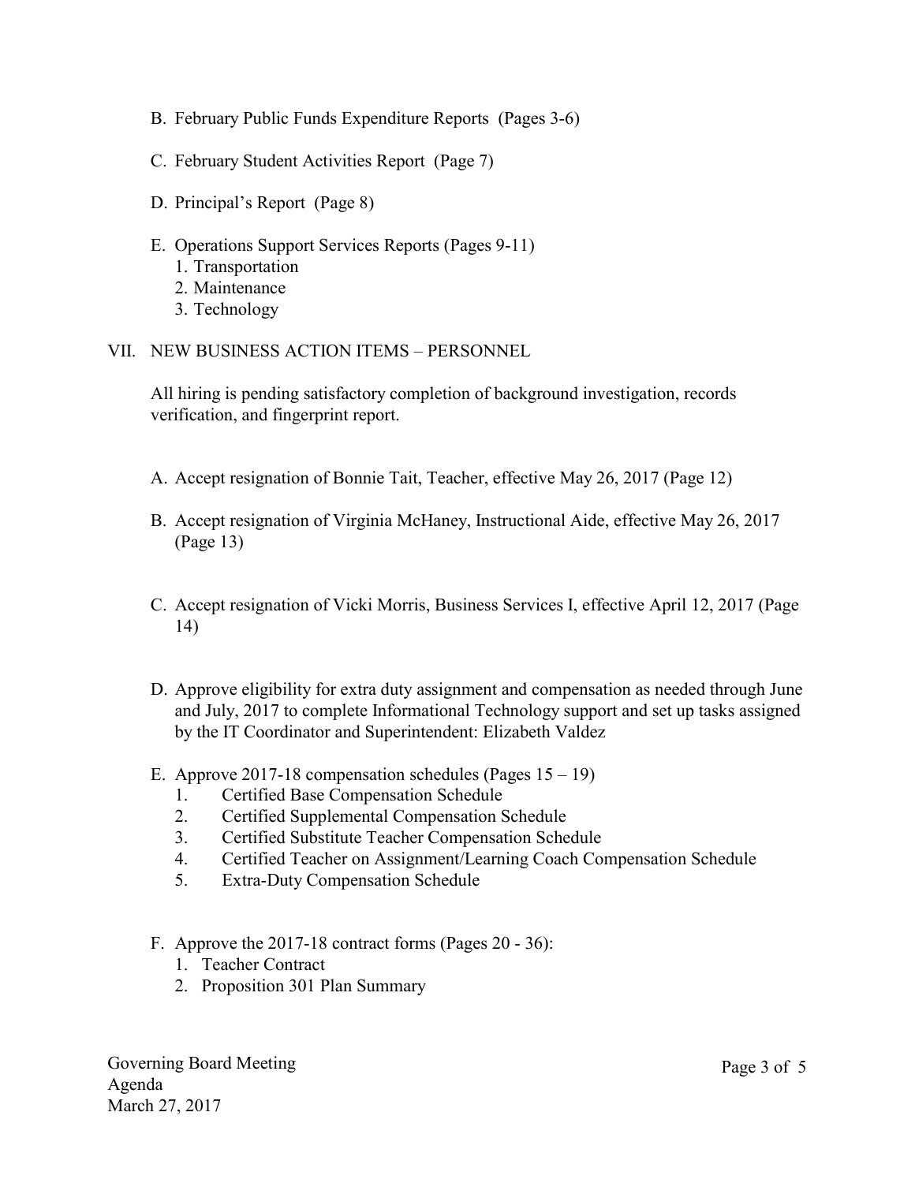B. February Public Funds Expenditure Reports (Pages 3-6)

C. February Student Activities Report (Page 7)

D. Principal's Report (Page 8)

E. Operations Support Services Reports (Pages 9-11)
   1. Transportation
   2. Maintenance
   3. Technology

VII. NEW BUSINESS ACTION ITEMS – PERSONNEL

All hiring is pending satisfactory completion of background investigation, records verification, and fingerprint report.

A. Accept resignation of Bonnie Tait, Teacher, effective May 26, 2017 (Page 12)

B. Accept resignation of Virginia McHaney, Instructional Aide, effective May 26, 2017 (Page 13)

C. Accept resignation of Vicki Morris, Business Services I, effective April 12, 2017 (Page 14)

D. Approve eligibility for extra duty assignment and compensation as needed through June and July, 2017 to complete Informational Technology support and set up tasks assigned by the IT Coordinator and Superintendent: Elizabeth Valdez

E. Approve 2017-18 compensation schedules (Pages 15 – 19)
   1. Certified Base Compensation Schedule
   2. Certified Supplemental Compensation Schedule
   3. Certified Substitute Teacher Compensation Schedule
   4. Certified Teacher on Assignment/Learning Coach Compensation Schedule
   5. Extra-Duty Compensation Schedule

F. Approve the 2017-18 contract forms (Pages 20 - 36):
   1. Teacher Contract
   2. Proposition 301 Plan Summary

Governing Board Meeting
Agenda
March 27, 2017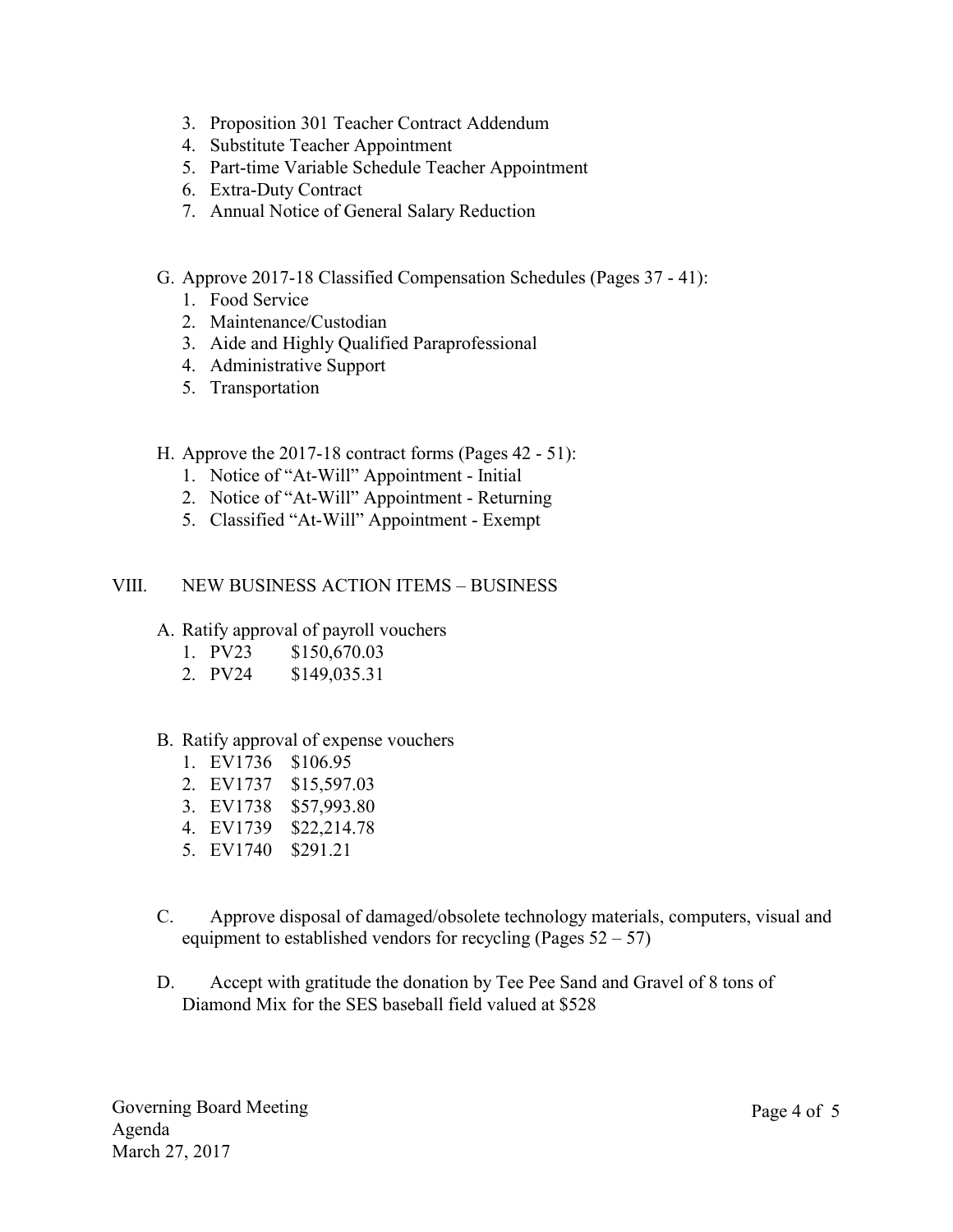3. Proposition 301 Teacher Contract Addendum
4. Substitute Teacher Appointment
5. Part-time Variable Schedule Teacher Appointment
6. Extra-Duty Contract
7. Annual Notice of General Salary Reduction

G. Approve 2017-18 Classified Compensation Schedules (Pages 37 - 41):
   1. Food Service
   2. Maintenance/Custodian
   3. Aide and Highly Qualified Paraprofessional
   4. Administrative Support
   5. Transportation

H. Approve the 2017-18 contract forms (Pages 42 - 51):
   1. Notice of "At-Will" Appointment - Initial
   2. Notice of "At-Will" Appointment - Returning
   5. Classified "At-Will" Appointment - Exempt

## VIII. NEW BUSINESS ACTION ITEMS – BUSINESS

A. Ratify approval of payroll vouchers
   1. PV23 $150,670.03
   2. PV24 $149,035.31

B. Ratify approval of expense vouchers
   1. EV1736 $106.95
   2. EV1737 $15,597.03
   3. EV1738 $57,993.80
   4. EV1739 $22,214.78
   5. EV1740 $291.21

C. Approve disposal of damaged/obsolete technology materials, computers, visual and equipment to established vendors for recycling (Pages 52 – 57)

D. Accept with gratitude the donation by Tee Pee Sand and Gravel of 8 tons of Diamond Mix for the SES baseball field valued at $528

Governing Board Meeting
Agenda
March 27, 2017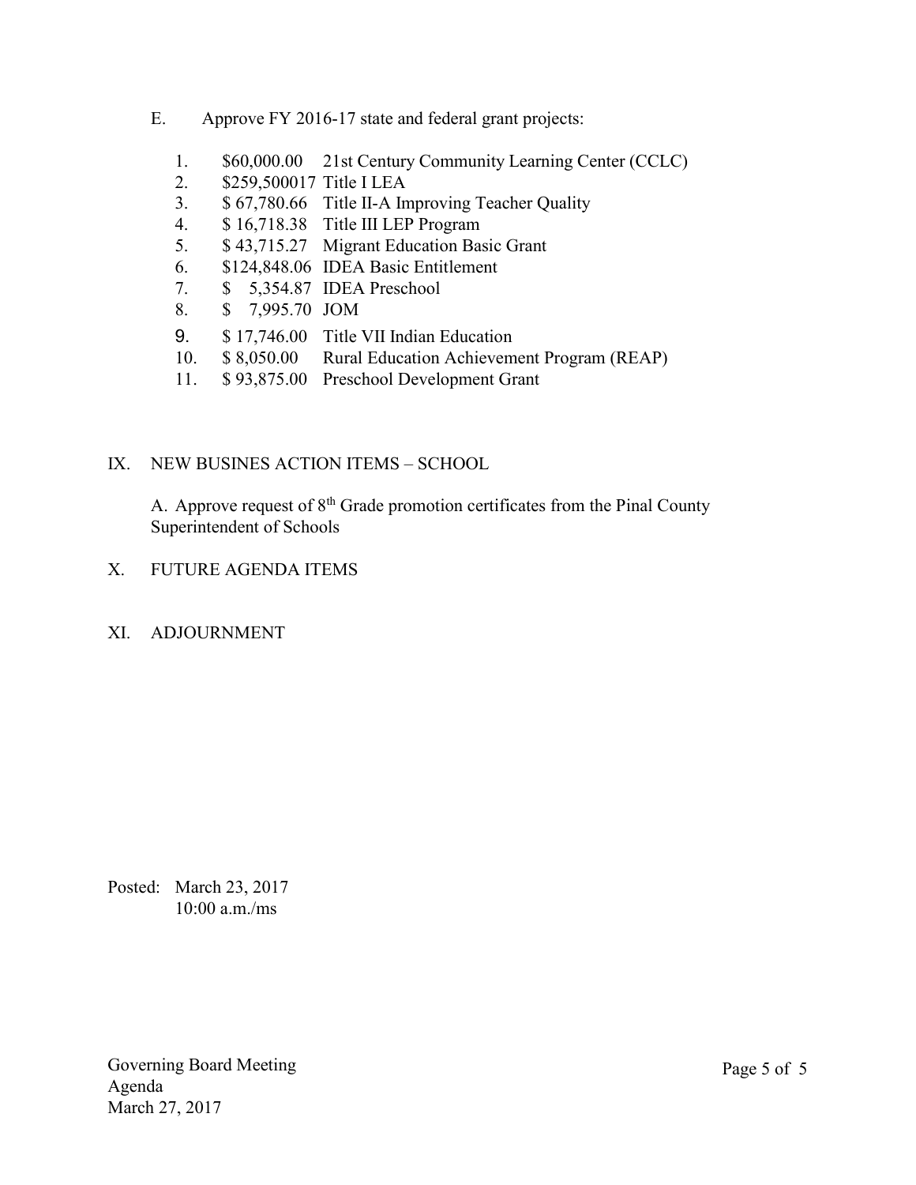E. Approve FY 2016-17 state and federal grant projects:

1. $60,000.00 21st Century Community Learning Center (CCLC)
2. $259,500017 Title I LEA
3. $ 67,780.66 Title II-A Improving Teacher Quality
4. $ 16,718.38 Title III LEP Program
5. $ 43,715.27 Migrant Education Basic Grant
6. $124,848.06 IDEA Basic Entitlement
7. $ 5,354.87 IDEA Preschool
8. $ 7,995.70 JOM
9. $ 17,746.00 Title VII Indian Education
10. $ 8,050.00 Rural Education Achievement Program (REAP)
11. $ 93,875.00 Preschool Development Grant

IX. NEW BUSINES ACTION ITEMS – SCHOOL

A. Approve request of 8th Grade promotion certificates from the Pinal County Superintendent of Schools

X. FUTURE AGENDA ITEMS

XI. ADJOURNMENT

Posted: March 23, 2017
10:00 a.m./ms

Governing Board Meeting
Agenda
March 27, 2017